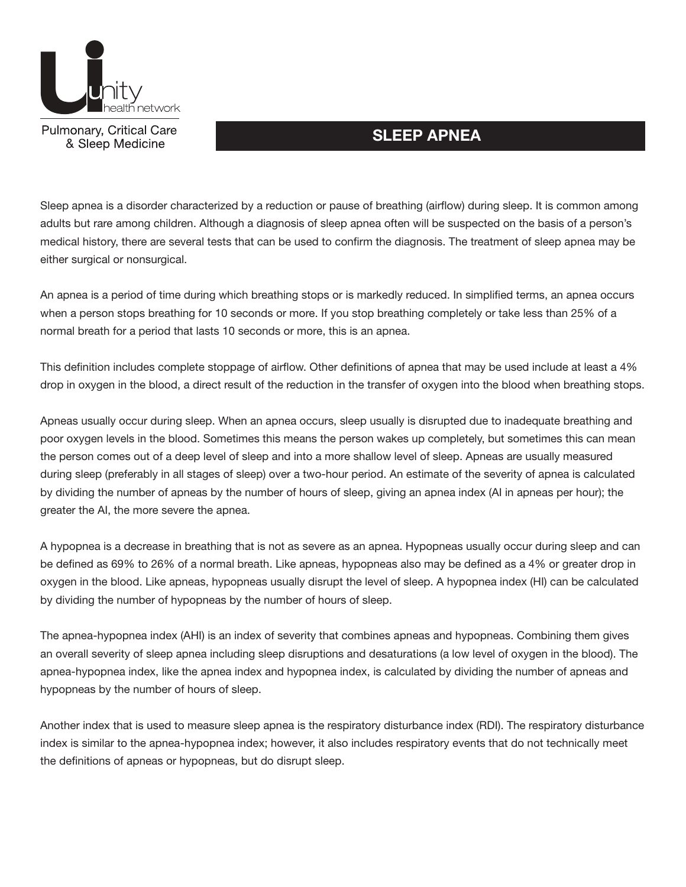Pulmonary, Critical Care & Sleep Medicine

# SLEEP APNEA

Sleep apnea is a disorder characterized by a reduction or pause of breathing (airflow) during sleep. It is common among adults but rare among children. Although a diagnosis of sleep apnea often will be suspected on the basis of a person's medical history, there are several tests that can be used to confirm the diagnosis. The treatment of sleep apnea may be either surgical or nonsurgical.

An apnea is a period of time during which breathing stops or is markedly reduced. In simplified terms, an apnea occurs when a person stops breathing for 10 seconds or more. If you stop breathing completely or take less than 25% of a normal breath for a period that lasts 10 seconds or more, this is an apnea.

This definition includes complete stoppage of airflow. Other definitions of apnea that may be used include at least a 4% drop in oxygen in the blood, a direct result of the reduction in the transfer of oxygen into the blood when breathing stops.

Apneas usually occur during sleep. When an apnea occurs, sleep usually is disrupted due to inadequate breathing and poor oxygen levels in the blood. Sometimes this means the person wakes up completely, but sometimes this can mean the person comes out of a deep level of sleep and into a more shallow level of sleep. Apneas are usually measured during sleep (preferably in all stages of sleep) over a two-hour period. An estimate of the severity of apnea is calculated by dividing the number of apneas by the number of hours of sleep, giving an apnea index (AI in apneas per hour); the greater the AI, the more severe the apnea.

A hypopnea is a decrease in breathing that is not as severe as an apnea. Hypopneas usually occur during sleep and can be defined as 69% to 26% of a normal breath. Like apneas, hypopneas also may be defined as a 4% or greater drop in oxygen in the blood. Like apneas, hypopneas usually disrupt the level of sleep. A hypopnea index (HI) can be calculated by dividing the number of hypopneas by the number of hours of sleep.

The apnea-hypopnea index (AHI) is an index of severity that combines apneas and hypopneas. Combining them gives an overall severity of sleep apnea including sleep disruptions and desaturations (a low level of oxygen in the blood). The apnea-hypopnea index, like the apnea index and hypopnea index, is calculated by dividing the number of apneas and hypopneas by the number of hours of sleep.

Another index that is used to measure sleep apnea is the respiratory disturbance index (RDI). The respiratory disturbance index is similar to the apnea-hypopnea index; however, it also includes respiratory events that do not technically meet the definitions of apneas or hypopneas, but do disrupt sleep.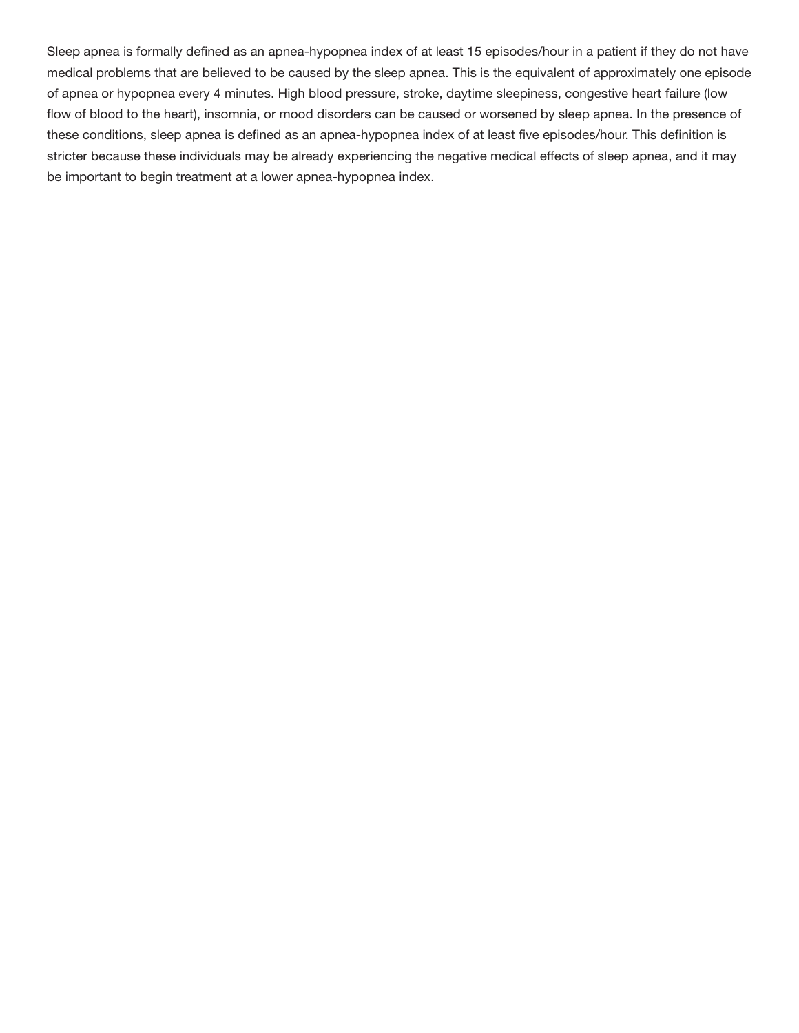Sleep apnea is formally defined as an apnea-hypopnea index of at least 15 episodes/hour in a patient if they do not have medical problems that are believed to be caused by the sleep apnea. This is the equivalent of approximately one episode of apnea or hypopnea every 4 minutes. High blood pressure, stroke, daytime sleepiness, congestive heart failure (low flow of blood to the heart), insomnia, or mood disorders can be caused or worsened by sleep apnea. In the presence of these conditions, sleep apnea is defined as an apnea-hypopnea index of at least five episodes/hour. This definition is stricter because these individuals may be already experiencing the negative medical effects of sleep apnea, and it may be important to begin treatment at a lower apnea-hypopnea index.